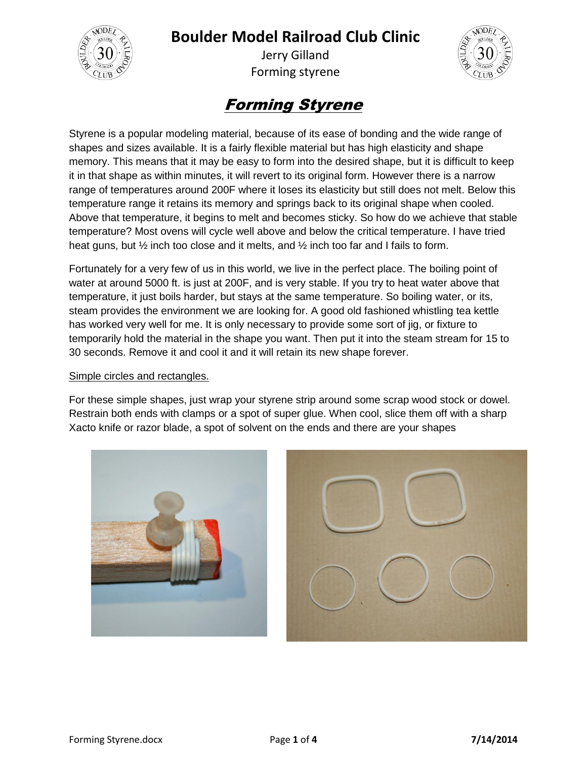# Boulder Model Railroad Club Clinic

Jerry Gilland
Forming styrene

## Forming Styrene

Styrene is a popular modeling material, because of its ease of bonding and the wide range of shapes and sizes available. It is a fairly flexible material but has high elasticity and shape memory. This means that it may be easy to form into the desired shape, but it is difficult to keep it in that shape as within minutes, it will revert to its original form. However there is a narrow range of temperatures around 200F where it loses its elasticity but still does not melt. Below this temperature range it retains its memory and springs back to its original shape when cooled. Above that temperature, it begins to melt and becomes sticky. So how do we achieve that stable temperature? Most ovens will cycle well above and below the critical temperature. I have tried heat guns, but ½ inch too close and it melts, and ½ inch too far and I fails to form.

Fortunately for a very few of us in this world, we live in the perfect place. The boiling point of water at around 5000 ft. is just at 200F, and is very stable. If you try to heat water above that temperature, it just boils harder, but stays at the same temperature. So boiling water, or its, steam provides the environment we are looking for. A good old fashioned whistling tea kettle has worked very well for me. It is only necessary to provide some sort of jig, or fixture to temporarily hold the material in the shape you want. Then put it into the steam stream for 15 to 30 seconds. Remove it and cool it and it will retain its new shape forever.

<u>Simple circles and rectangles.</u>

For these simple shapes, just wrap your styrene strip around some scrap wood stock or dowel. Restrain both ends with clamps or a spot of super glue. When cool, slice them off with a sharp Xacto knife or razor blade, a spot of solvent on the ends and there are your shapes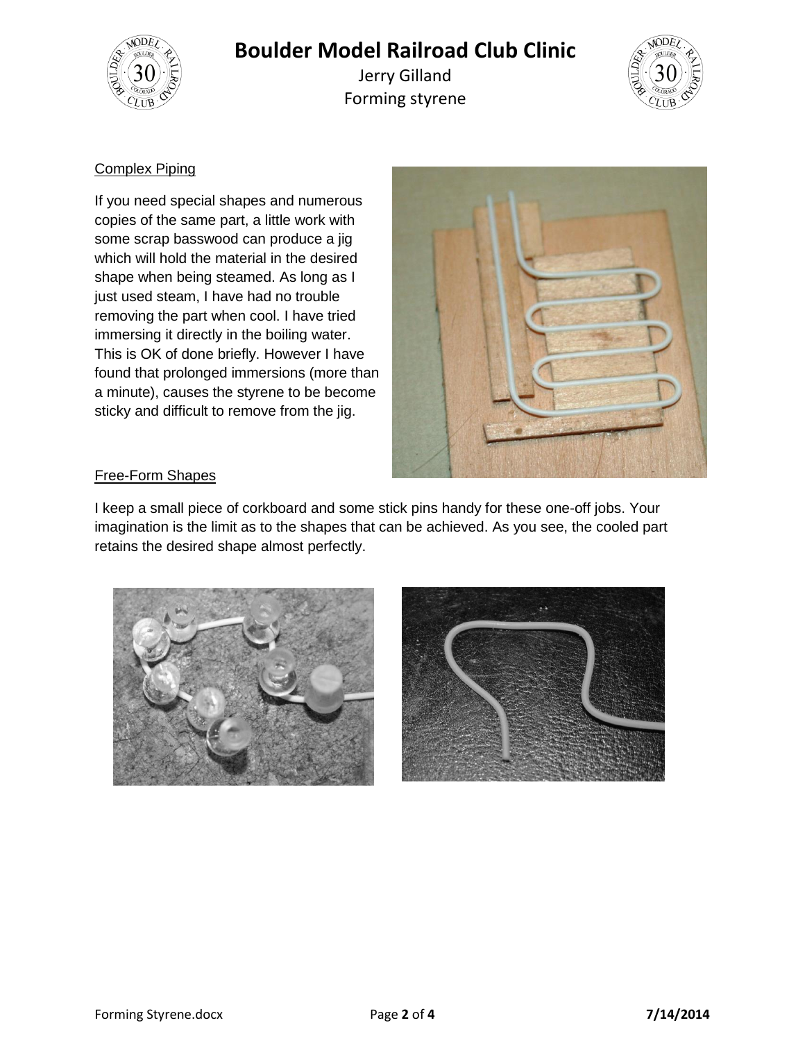# Boulder Model Railroad Club Clinic

Jerry Gilland

Forming styrene

## Complex Piping

If you need special shapes and numerous copies of the same part, a little work with some scrap basswood can produce a jig which will hold the material in the desired shape when being steamed. As long as I just used steam, I have had no trouble removing the part when cool. I have tried immersing it directly in the boiling water. This is OK of done briefly. However I have found that prolonged immersions (more than a minute), causes the styrene to be become sticky and difficult to remove from the jig.

## Free-Form Shapes

I keep a small piece of corkboard and some stick pins handy for these one-off jobs. Your imagination is the limit as to the shapes that can be achieved. As you see, the cooled part retains the desired shape almost perfectly.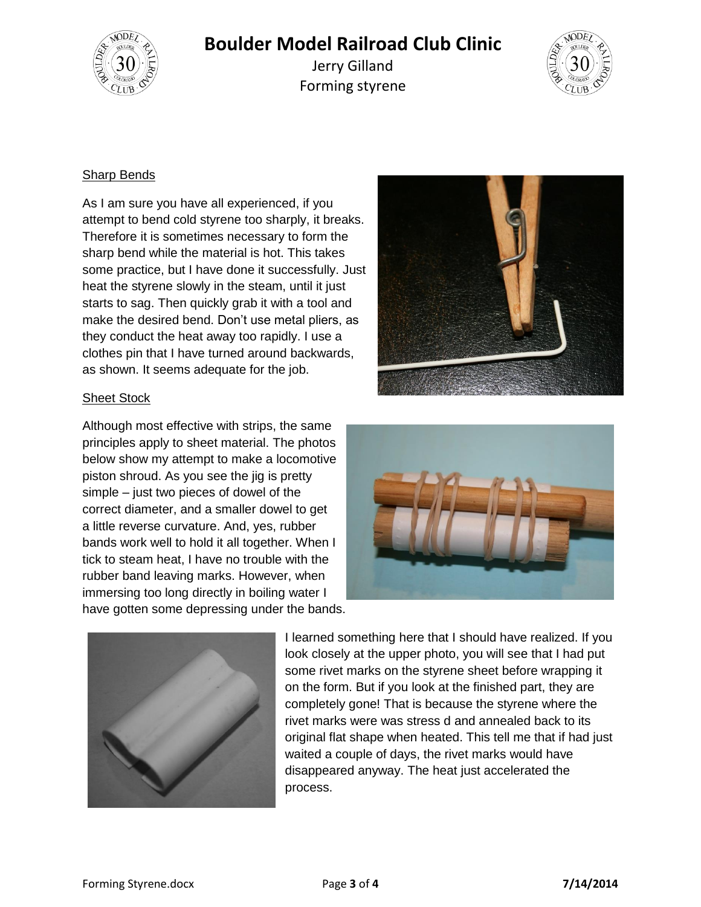## Sharp Bends

As I am sure you have all experienced, if you attempt to bend cold styrene too sharply, it breaks. Therefore it is sometimes necessary to form the sharp bend while the material is hot. This takes some practice, but I have done it successfully. Just heat the styrene slowly in the steam, until it just starts to sag. Then quickly grab it with a tool and make the desired bend. Don't use metal pliers, as they conduct the heat away too rapidly. I use a clothes pin that I have turned around backwards, as shown. It seems adequate for the job.

## Sheet Stock

Although most effective with strips, the same principles apply to sheet material. The photos below show my attempt to make a locomotive piston shroud. As you see the jig is pretty simple – just two pieces of dowel of the correct diameter, and a smaller dowel to get a little reverse curvature. And, yes, rubber bands work well to hold it all together. When I tick to steam heat, I have no trouble with the rubber band leaving marks. However, when immersing too long directly in boiling water I have gotten some depressing under the bands.

I learned something here that I should have realized. If you look closely at the upper photo, you will see that I had put some rivet marks on the styrene sheet before wrapping it on the form. But if you look at the finished part, they are completely gone! That is because the styrene where the rivet marks were was stress d and annealed back to its original flat shape when heated. This tell me that if had just waited a couple of days, the rivet marks would have disappeared anyway. The heat just accelerated the process.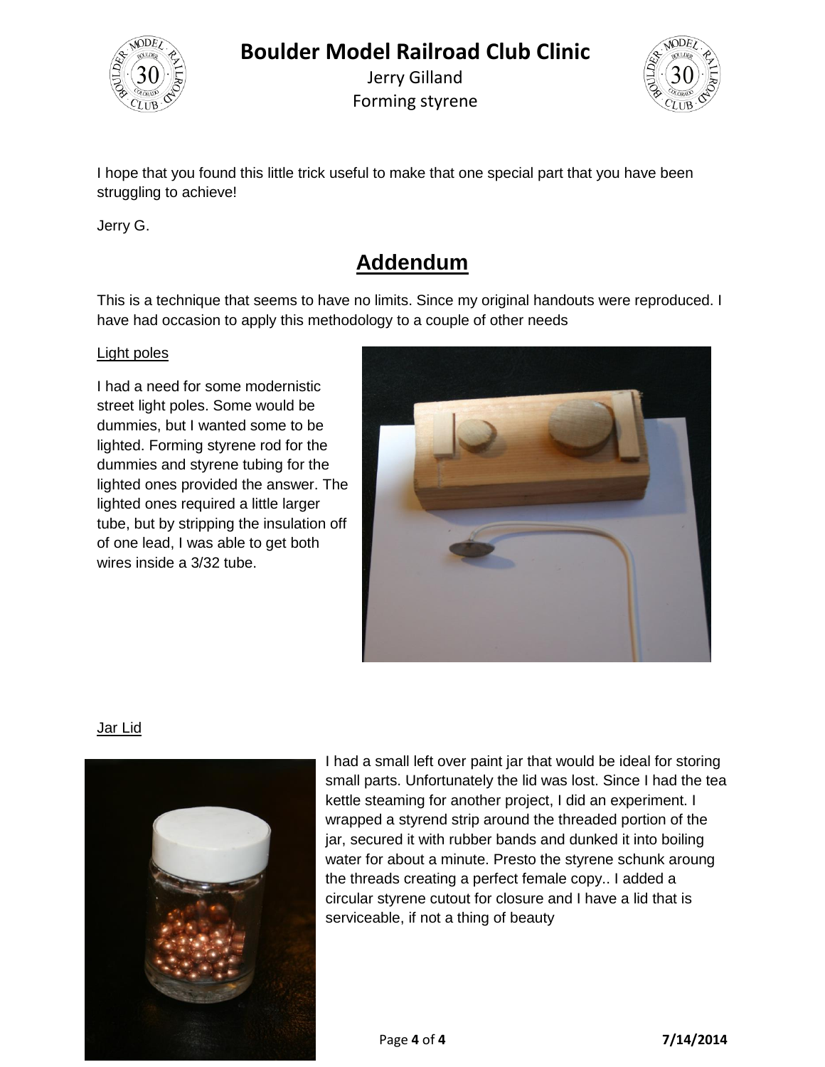I hope that you found this little trick useful to make that one special part that you have been struggling to achieve!

Jerry G.

## Addendum

This is a technique that seems to have no limits. Since my original handouts were reproduced. I have had occasion to apply this methodology to a couple of other needs

### Light poles

I had a need for some modernistic street light poles. Some would be dummies, but I wanted some to be lighted. Forming styrene rod for the dummies and styrene tubing for the lighted ones provided the answer. The lighted ones required a little larger tube, but by stripping the insulation off of one lead, I was able to get both wires inside a 3/32 tube.

### Jar Lid

I had a small left over paint jar that would be ideal for storing small parts. Unfortunately the lid was lost. Since I had the tea kettle steaming for another project, I did an experiment. I wrapped a styrend strip around the threaded portion of the jar, secured it with rubber bands and dunked it into boiling water for about a minute. Presto the styrene schunk aroung the threads creating a perfect female copy.. I added a circular styrene cutout for closure and I have a lid that is serviceable, if not a thing of beauty